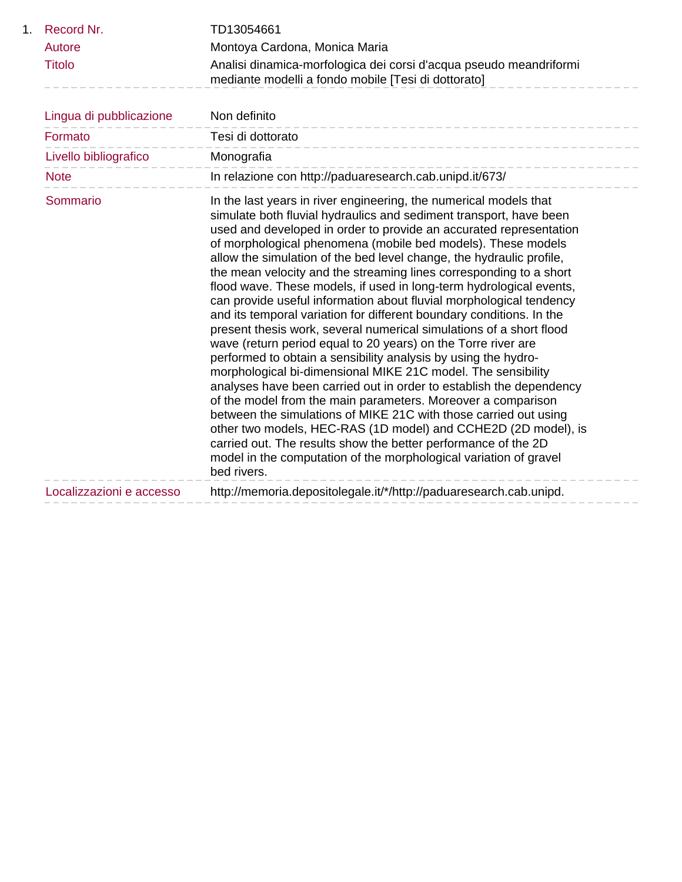1. | | |
---|---
Record Nr. | TD13054661
Autore | Montoya Cardona, Monica Maria
Titolo | Analisi dinamica-morfologica dei corsi d'acqua pseudo meandriformi mediante modelli a fondo mobile [Tesi di dottorato]
Lingua di pubblicazione | Non definito
Formato | Tesi di dottorato
Livello bibliografico | Monografia
Note | In relazione con http://paduaresearch.cab.unipd.it/673/
Sommario | In the last years in river engineering, the numerical models that simulate both fluvial hydraulics and sediment transport, have been used and developed in order to provide an accurated representation of morphological phenomena (mobile bed models). These models allow the simulation of the bed level change, the hydraulic profile, the mean velocity and the streaming lines corresponding to a short flood wave. These models, if used in long-term hydrological events, can provide useful information about fluvial morphological tendency and its temporal variation for different boundary conditions. In the present thesis work, several numerical simulations of a short flood wave (return period equal to 20 years) on the Torre river are performed to obtain a sensibility analysis by using the hydro-morphological bi-dimensional MIKE 21C model. The sensibility analyses have been carried out in order to establish the dependency of the model from the main parameters. Moreover a comparison between the simulations of MIKE 21C with those carried out using other two models, HEC-RAS (1D model) and CCHE2D (2D model), is carried out. The results show the better performance of the 2D model in the computation of the morphological variation of gravel bed rivers.
Localizzazioni e accesso | http://memoria.depositolegale.it/*/http://paduaresearch.cab.unipd.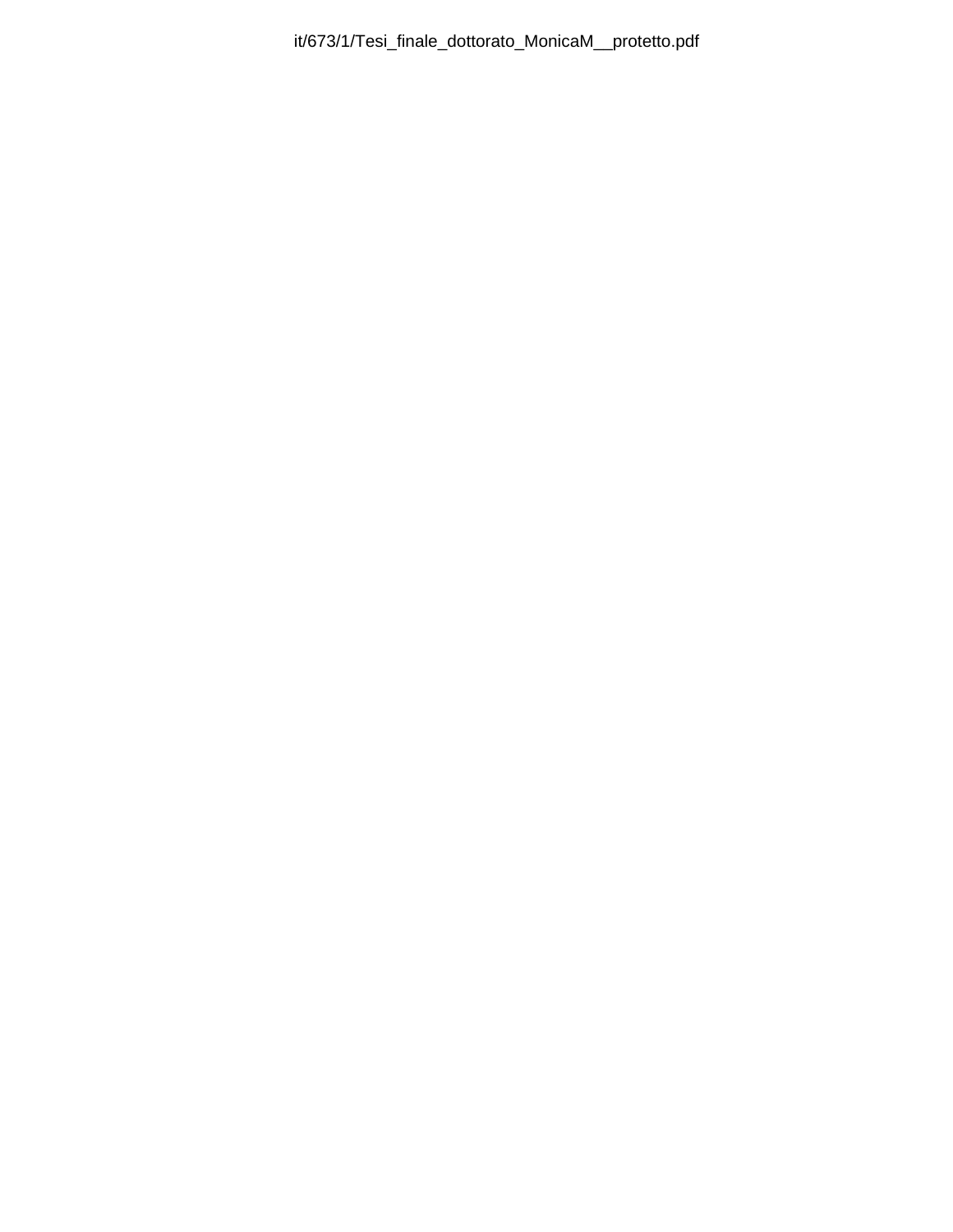it/673/1/Tesi_finale_dottorato_MonicaM__protetto.pdf